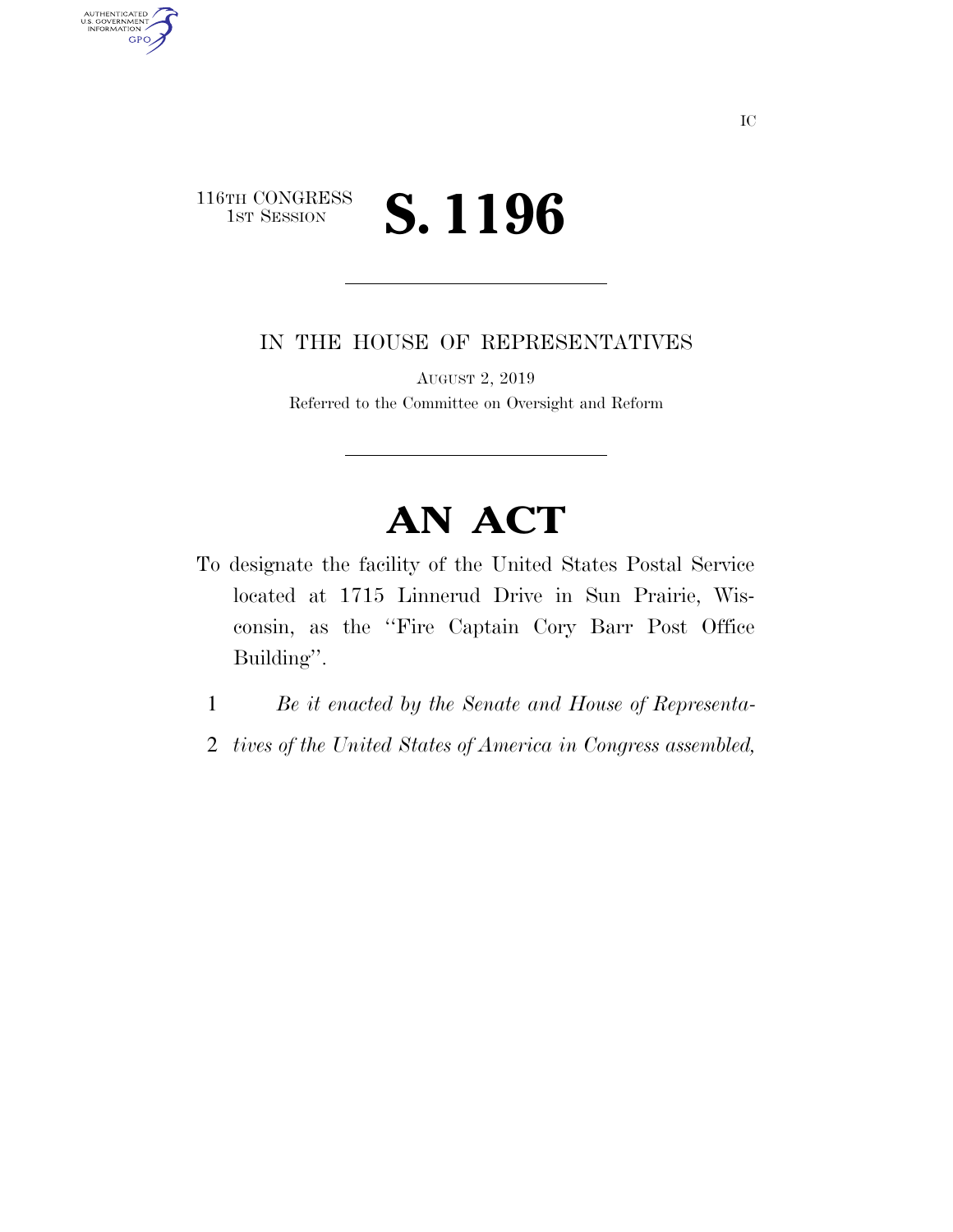116TH CONGRESS
1ST SESSION

# S. 1196

IN THE HOUSE OF REPRESENTATIVES

AUGUST 2, 2019

Referred to the Committee on Oversight and Reform

# AN ACT

To designate the facility of the United States Postal Service located at 1715 Linnerud Drive in Sun Prairie, Wisconsin, as the ''Fire Captain Cory Barr Post Office Building''.

1 *Be it enacted by the Senate and House of Representa-*
2 *tives of the United States of America in Congress assembled,*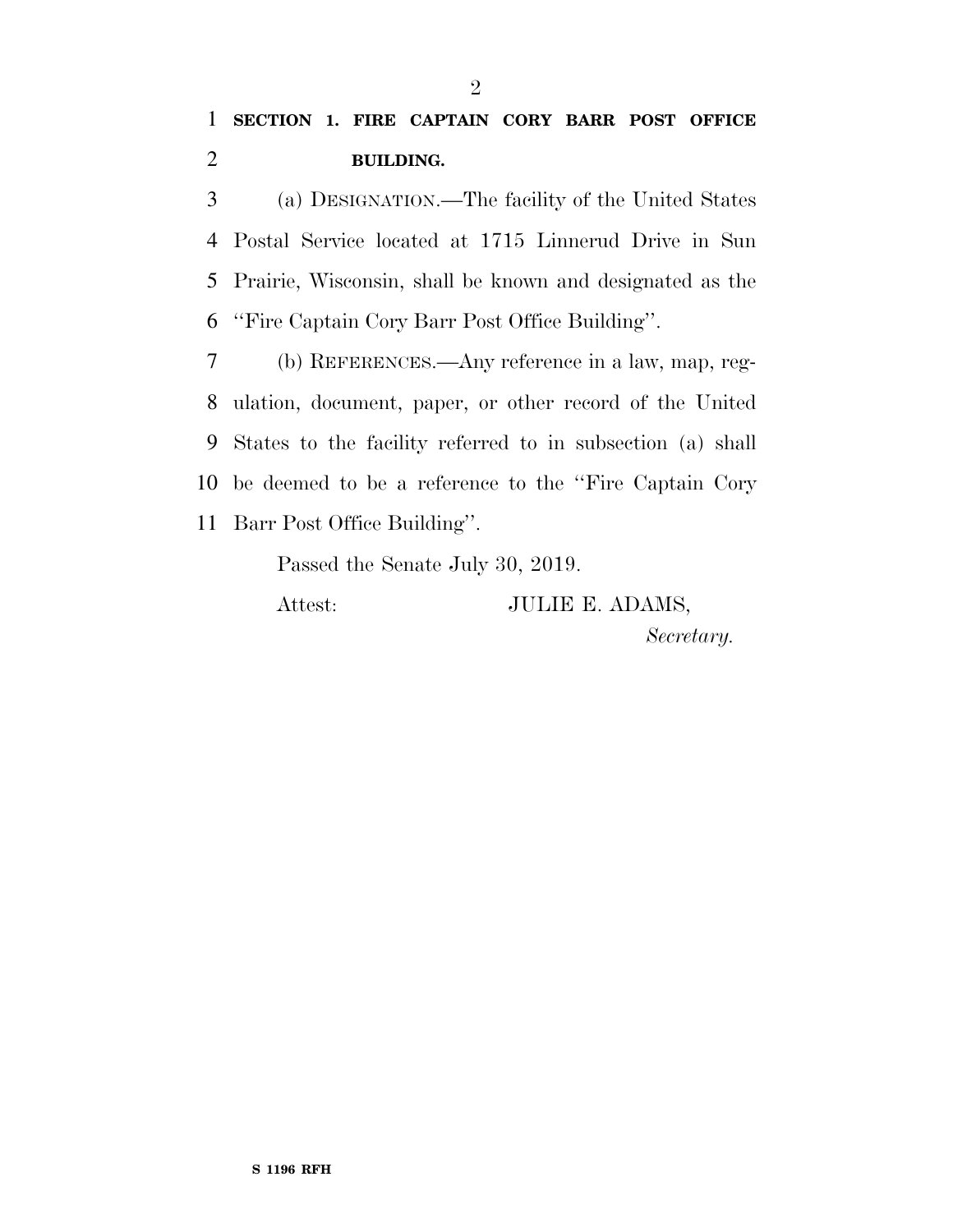**SECTION 1. FIRE CAPTAIN CORY BARR POST OFFICE BUILDING.**

(a) DESIGNATION.—The facility of the United States Postal Service located at 1715 Linnerud Drive in Sun Prairie, Wisconsin, shall be known and designated as the ''Fire Captain Cory Barr Post Office Building''.

(b) REFERENCES.—Any reference in a law, map, regulation, document, paper, or other record of the United States to the facility referred to in subsection (a) shall be deemed to be a reference to the ''Fire Captain Cory Barr Post Office Building''.

Passed the Senate July 30, 2019.

Attest: JULIE E. ADAMS,

*Secretary.*